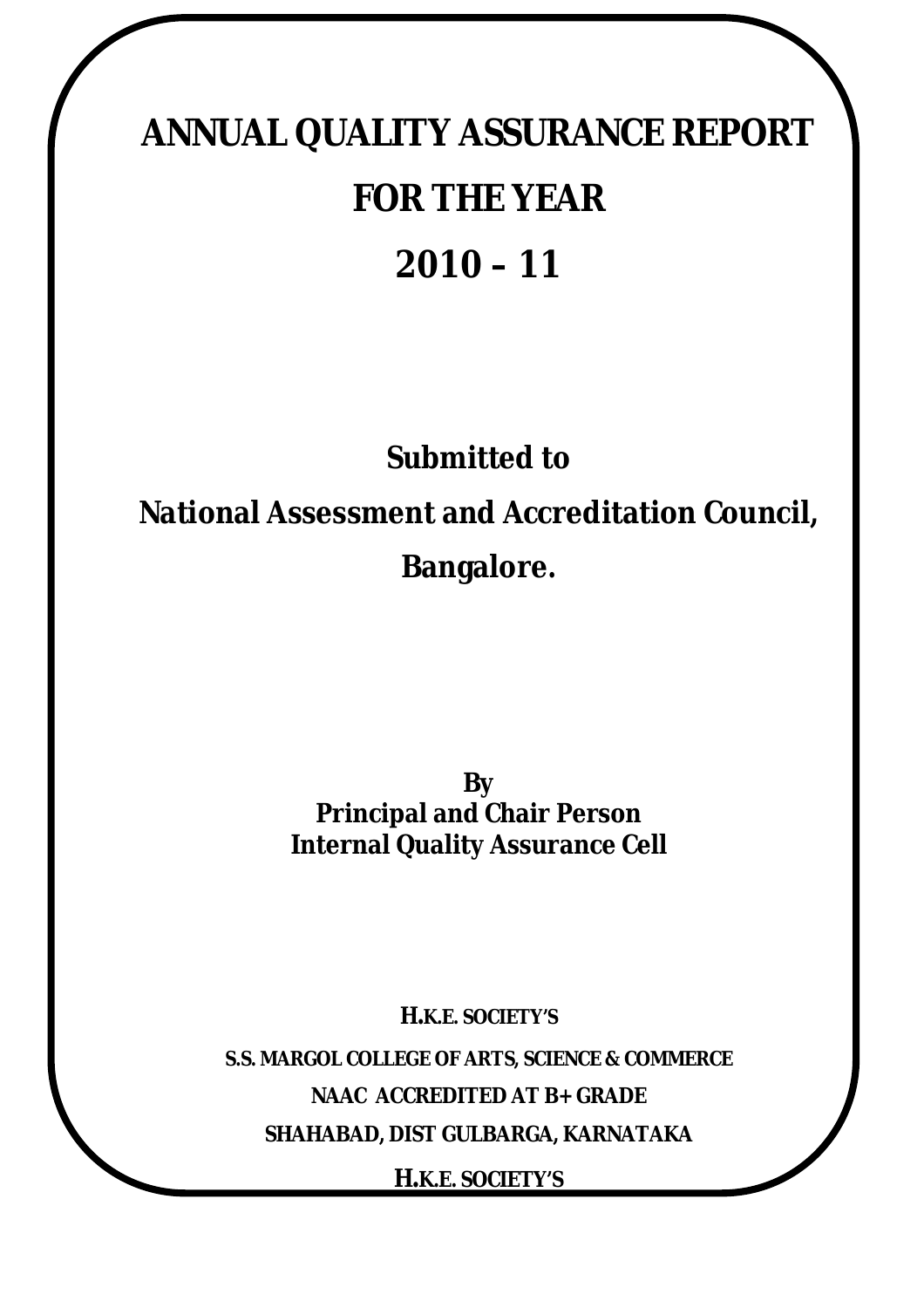# ANNUAL QUALITY ASSURANCE REPORT

# FOR THE YEAR

# 2010 – 11

**Submitted to**

**National Assessment and Accreditation Council,**

**Bangalore.**

**By**
**Principal and Chair Person**
**Internal Quality Assurance Cell**

**H.K.E. SOCIETY'S**

**S.S. MARGOL COLLEGE OF ARTS, SCIENCE & COMMERCE**

**NAAC ACCREDITED AT B+ GRADE**

**SHAHABAD, DIST GULBARGA, KARNATAKA**

**H.K.E. SOCIETY'S**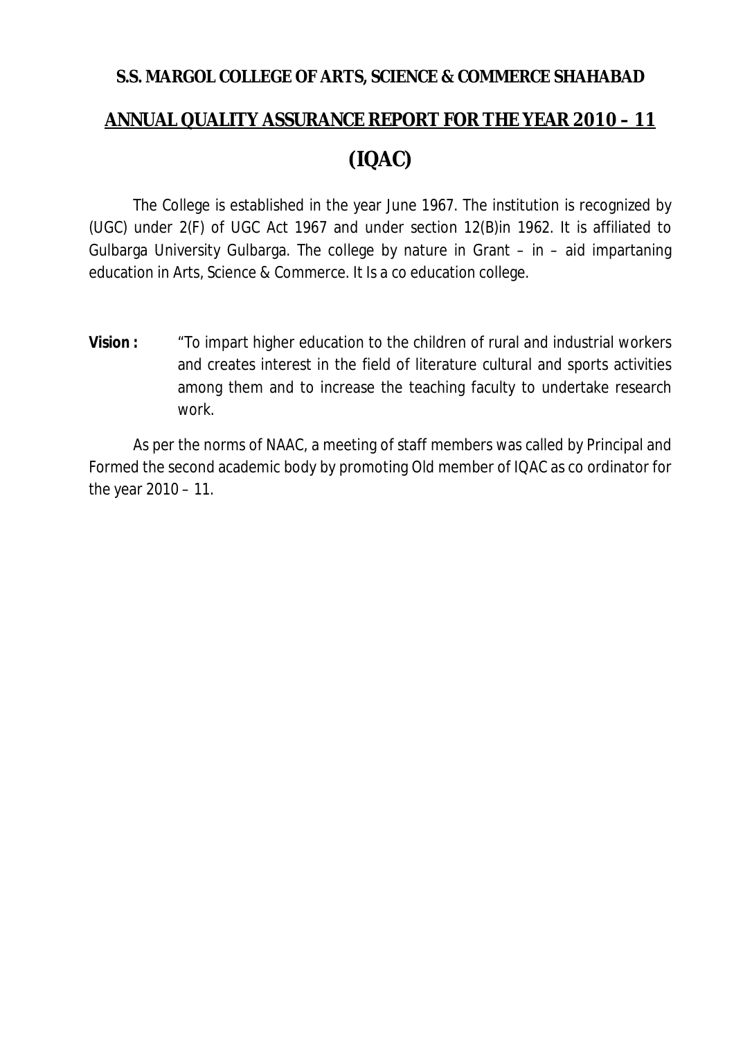**S.S. MARGOL COLLEGE OF ARTS, SCIENCE & COMMERCE SHAHABAD**

## ANNUAL QUALITY ASSURANCE REPORT FOR THE YEAR 2010 – 11

## (IQAC)

The College is established in the year June 1967. The institution is recognized by (UGC) under 2(F) of UGC Act 1967 and under section 12(B)in 1962. It is affiliated to Gulbarga University Gulbarga. The college by nature in Grant – in – aid impartaning education in Arts, Science & Commerce. It Is a co education college.

**Vision :** "To impart higher education to the children of rural and industrial workers and creates interest in the field of literature cultural and sports activities among them and to increase the teaching faculty to undertake research work.

As per the norms of NAAC, a meeting of staff members was called by Principal and Formed the second academic body by promoting Old member of IQAC as co ordinator for the year 2010 – 11.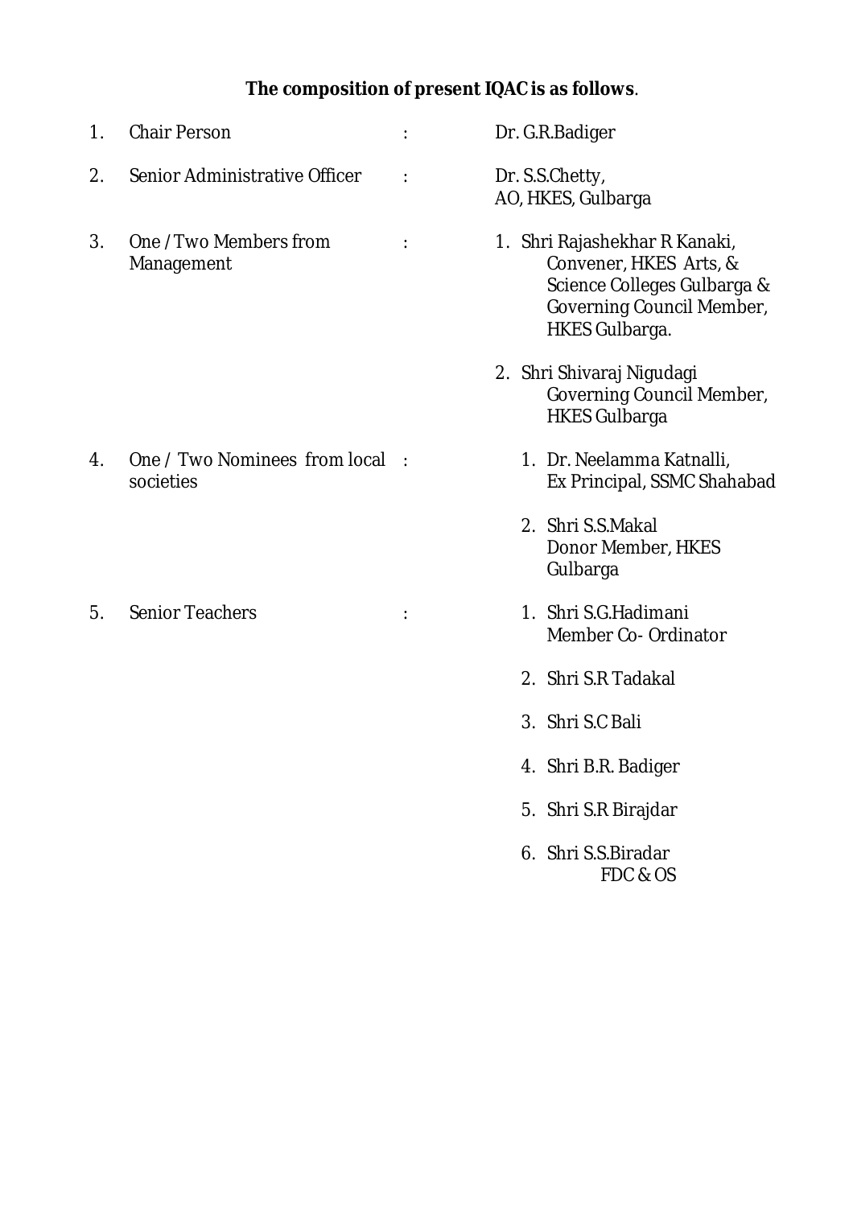**The composition of present IQAC is as follows**.

| | | | |
|---|---|---|---|
| 1. | Chair Person | : | Dr. G.R.Badiger |
| 2. | Senior Administrative Officer | : | Dr. S.S.Chetty,<br>AO, HKES, Gulbarga |
| 3. | One / Two Members from Management | : | 1. Shri Rajashekhar R Kanaki,<br>Convener, HKES Arts, & Science Colleges Gulbarga & Governing Council Member, HKES Gulbarga.<br><br>2. Shri Shivaraj Nigudagi<br>Governing Council Member, HKES Gulbarga |
| 4. | One / Two Nominees from local societies | : | 1. Dr. Neelamma Katnalli,<br>Ex Principal, SSMC Shahabad<br><br>2. Shri S.S.Makal<br>Donor Member, HKES Gulbarga |
| 5. | Senior Teachers | : | 1. Shri S.G.Hadimani<br>Member Co- Ordinator<br><br>2. Shri S.R Tadakal<br><br>3. Shri S.C Bali<br><br>4. Shri B.R. Badiger<br><br>5. Shri S.R Birajdar<br><br>6. Shri S.S.Biradar<br>FDC & OS |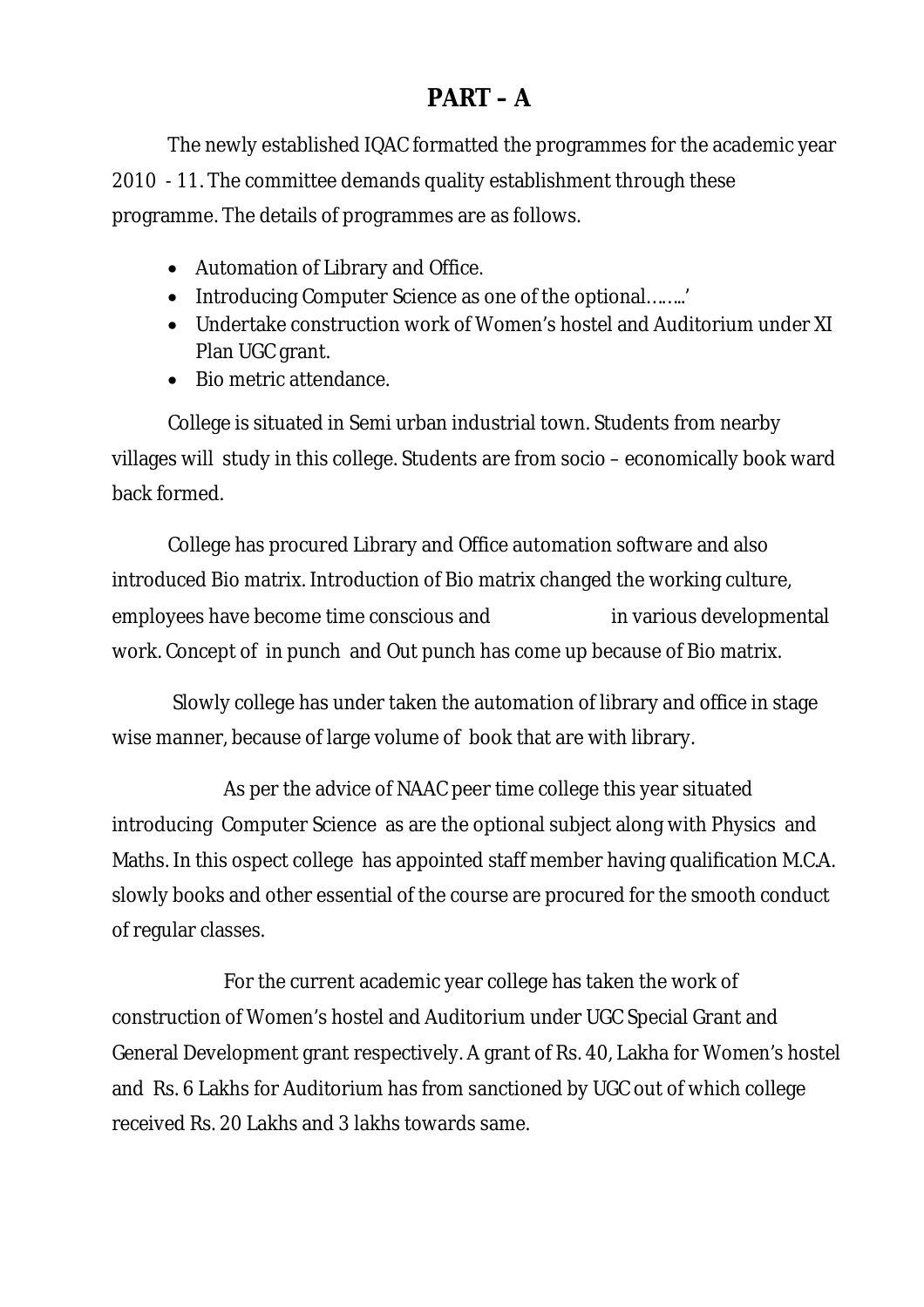# PART – A

The newly established IQAC formatted the programmes for the academic year 2010 - 11. The committee demands quality establishment through these programme. The details of programmes are as follows.

- Automation of Library and Office.
- Introducing Computer Science as one of the optional……..'
- Undertake construction work of Women's hostel and Auditorium under XI Plan UGC grant.
- Bio metric attendance.

College is situated in Semi urban industrial town. Students from nearby villages will study in this college. Students are from socio – economically book ward back formed.

College has procured Library and Office automation software and also introduced Bio matrix. Introduction of Bio matrix changed the working culture, employees have become time conscious and in various developmental work. Concept of in punch and Out punch has come up because of Bio matrix.

Slowly college has under taken the automation of library and office in stage wise manner, because of large volume of book that are with library.

As per the advice of NAAC peer time college this year situated introducing Computer Science as are the optional subject along with Physics and Maths. In this ospect college has appointed staff member having qualification M.C.A. slowly books and other essential of the course are procured for the smooth conduct of regular classes.

For the current academic year college has taken the work of construction of Women's hostel and Auditorium under UGC Special Grant and General Development grant respectively. A grant of Rs. 40, Lakha for Women's hostel and Rs. 6 Lakhs for Auditorium has from sanctioned by UGC out of which college received Rs. 20 Lakhs and 3 lakhs towards same.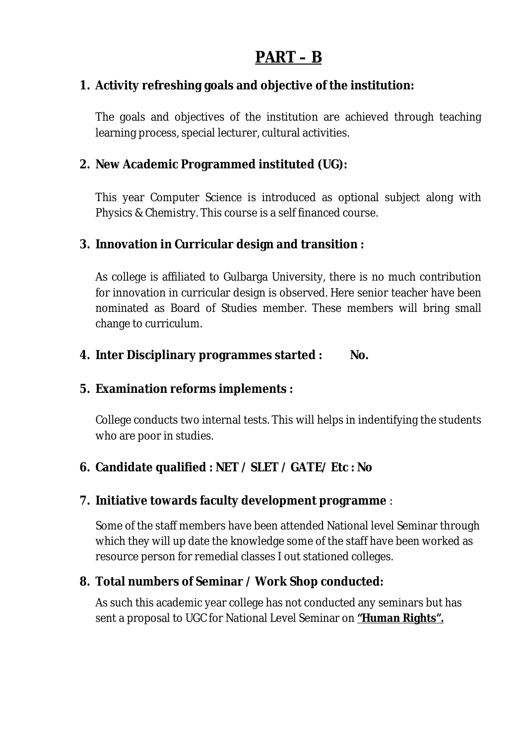# PART – B

1. **Activity refreshing goals and objective of the institution:**

   The goals and objectives of the institution are achieved through teaching learning process, special lecturer, cultural activities.

2. **New Academic Programmed instituted (UG):**

   This year Computer Science is introduced as optional subject along with Physics & Chemistry. This course is a self financed course.

3. **Innovation in Curricular design and transition :**

   As college is affiliated to Gulbarga University, there is no much contribution for innovation in curricular design is observed. Here senior teacher have been nominated as Board of Studies member. These members will bring small change to curriculum.

4. **Inter Disciplinary programmes started : No.**

5. **Examination reforms implements :**

   College conducts two internal tests. This will helps in indentifying the students who are poor in studies.

6. **Candidate qualified : NET / SLET / GATE/ Etc : No**

7. **Initiative towards faculty development programme** :

   Some of the staff members have been attended National level Seminar through which they will up date the knowledge some of the staff have been worked as resource person for remedial classes I out stationed colleges.

8. **Total numbers of Seminar / Work Shop conducted:**

   As such this academic year college has not conducted any seminars but has sent a proposal to UGC for National Level Seminar on **"Human Rights".**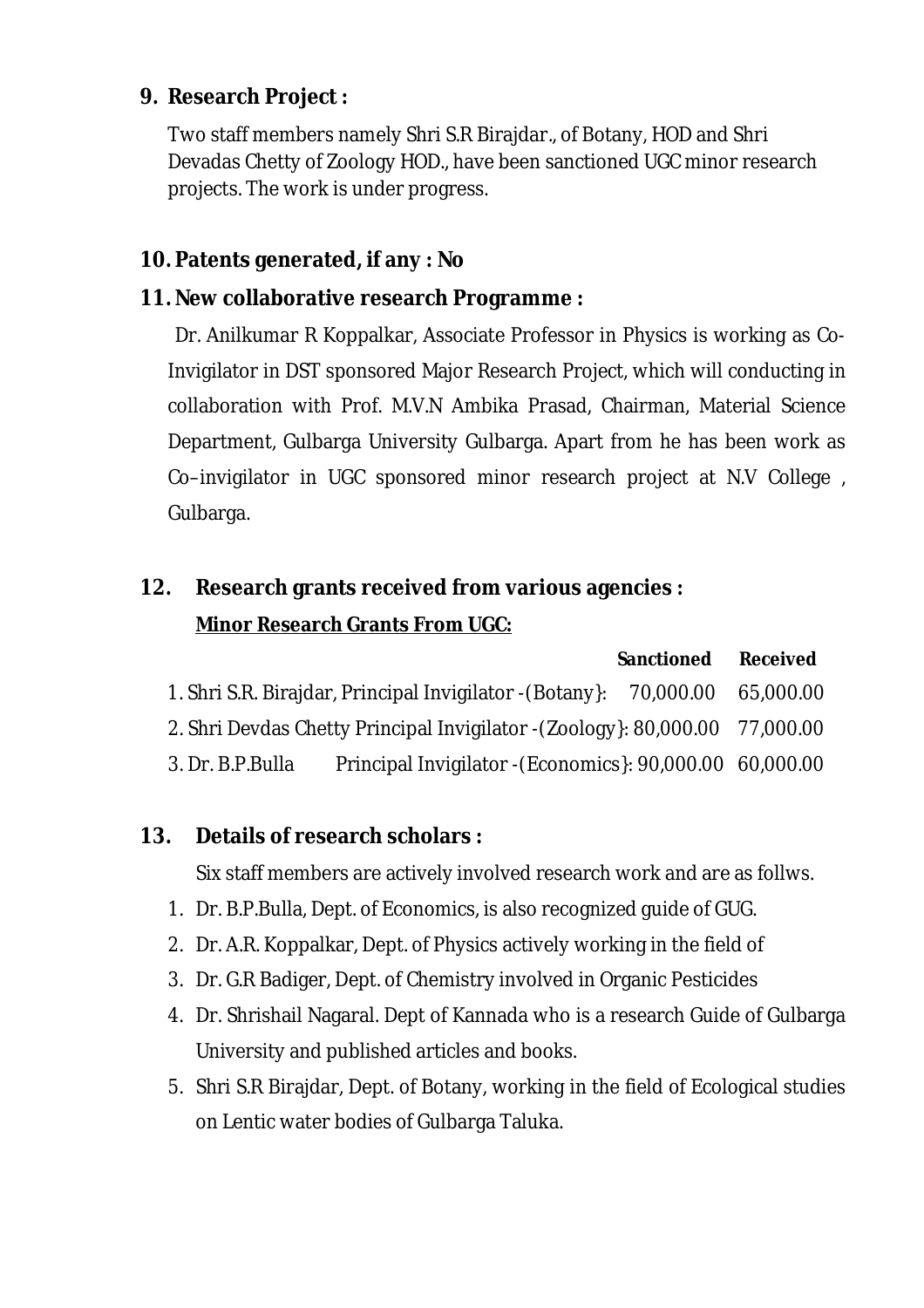**9. Research Project :**

Two staff members namely Shri S.R Birajdar., of Botany, HOD and Shri Devadas Chetty of Zoology HOD., have been sanctioned UGC minor research projects. The work is under progress.

**10. Patents generated, if any : No**

**11. New collaborative research Programme :**

Dr. Anilkumar R Koppalkar, Associate Professor in Physics is working as Co-Invigilator in DST sponsored Major Research Project, which will conducting in collaboration with Prof. M.V.N Ambika Prasad, Chairman, Material Science Department, Gulbarga University Gulbarga. Apart from he has been work as Co–invigilator in UGC sponsored minor research project at N.V College , Gulbarga.

**12. Research grants received from various agencies :**

**Minor Research Grants From UGC:**

| | Sanctioned | Received |
|---|---|---|
| 1. Shri S.R. Birajdar, Principal Invigilator -(Botany}: | 70,000.00 | 65,000.00 |
| 2. Shri Devdas Chetty Principal Invigilator -(Zoology}: | 80,000.00 | 77,000.00 |
| 3. Dr. B.P.Bulla Principal Invigilator -(Economics}: | 90,000.00 | 60,000.00 |

**13. Details of research scholars :**

Six staff members are actively involved research work and are as follws.

1. Dr. B.P.Bulla, Dept. of Economics, is also recognized guide of GUG.
2. Dr. A.R. Koppalkar, Dept. of Physics actively working in the field of
3. Dr. G.R Badiger, Dept. of Chemistry involved in Organic Pesticides
4. Dr. Shrishail Nagaral. Dept of Kannada who is a research Guide of Gulbarga University and published articles and books.
5. Shri S.R Birajdar, Dept. of Botany, working in the field of Ecological studies on Lentic water bodies of Gulbarga Taluka.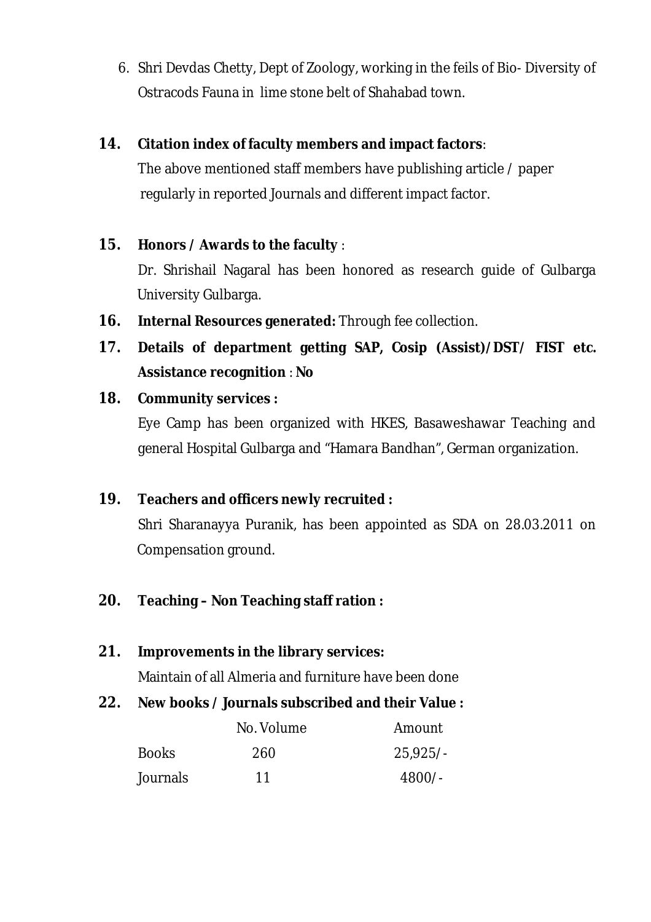6. Shri Devdas Chetty, Dept of Zoology, working in the feils of Bio- Diversity of Ostracods Fauna in lime stone belt of Shahabad town.

**14. Citation index of faculty members and impact factors**:

The above mentioned staff members have publishing article / paper regularly in reported Journals and different impact factor.

**15. Honors / Awards to the faculty** :

Dr. Shrishail Nagaral has been honored as research guide of Gulbarga University Gulbarga.

**16. Internal Resources generated:** Through fee collection.

**17. Details of department getting SAP, Cosip (Assist)/DST/ FIST etc. Assistance recognition** : **No**

**18. Community services :**

Eye Camp has been organized with HKES, Basaweshawar Teaching and general Hospital Gulbarga and "Hamara Bandhan", German organization.

**19. Teachers and officers newly recruited :**

Shri Sharanayya Puranik, has been appointed as SDA on 28.03.2011 on Compensation ground.

**20. Teaching – Non Teaching staff ration :**

**21. Improvements in the library services:**

Maintain of all Almeria and furniture have been done

**22. New books / Journals subscribed and their Value :**

| | No. Volume | Amount |
|---|---|---|
| Books | 260 | 25,925/- |
| Journals | 11 | 4800/- |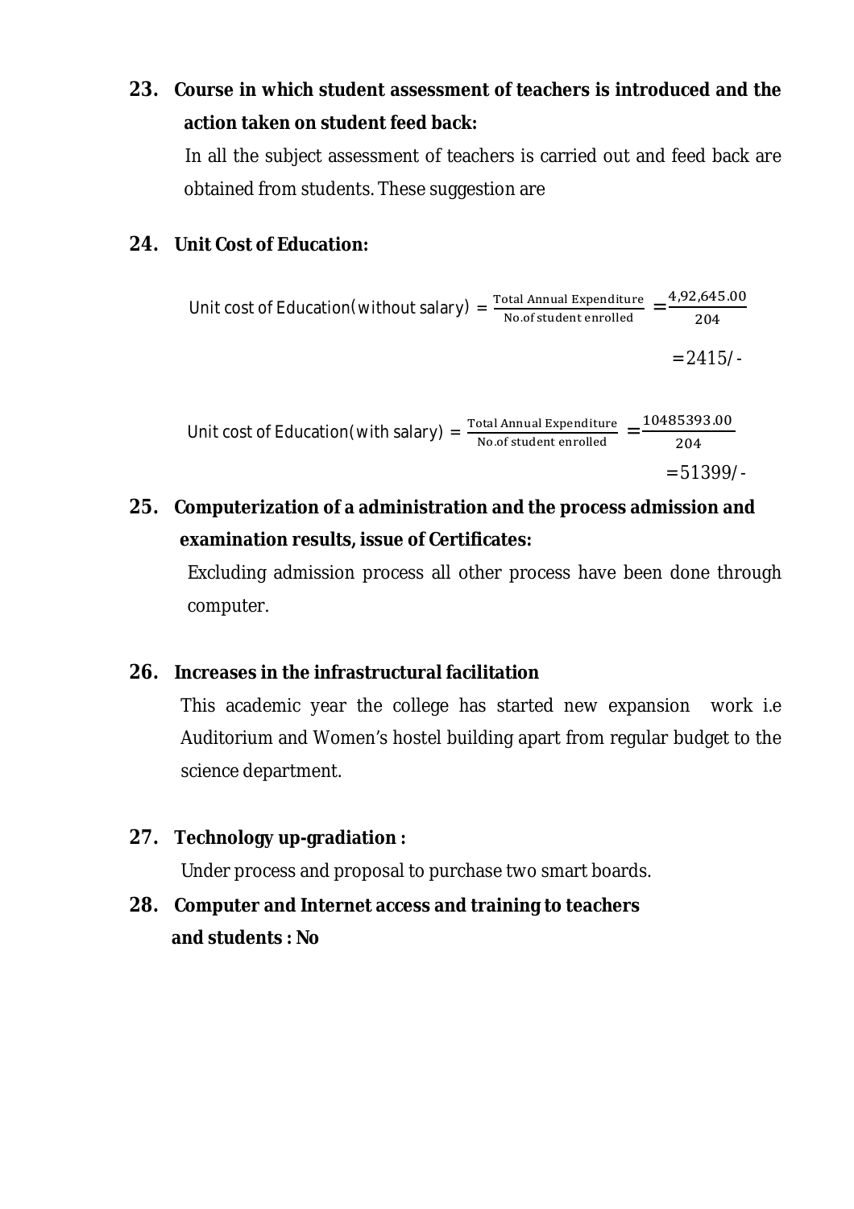**23. Course in which student assessment of teachers is introduced and the action taken on student feed back:**

In all the subject assessment of teachers is carried out and feed back are obtained from students. These suggestion are

**24. Unit Cost of Education:**

$$\text{Unit cost of Education(without salary)} = \frac{\text{Total Annual Expenditure}}{\text{No.of student enrolled}} = \frac{4{,}92{,}645.00}{204}$$

$$= 2415/-$$

$$\text{Unit cost of Education(with salary)} = \frac{\text{Total Annual Expenditure}}{\text{No.of student enrolled}} = \frac{10485393.00}{204}$$

$$= 51399/-$$

**25. Computerization of a administration and the process admission and examination results, issue of Certificates:**

Excluding admission process all other process have been done through computer.

**26. Increases in the infrastructural facilitation**

This academic year the college has started new expansion work i.e Auditorium and Women's hostel building apart from regular budget to the science department.

**27. Technology up-gradiation :**

Under process and proposal to purchase two smart boards.

**28. Computer and Internet access and training to teachers and students : No**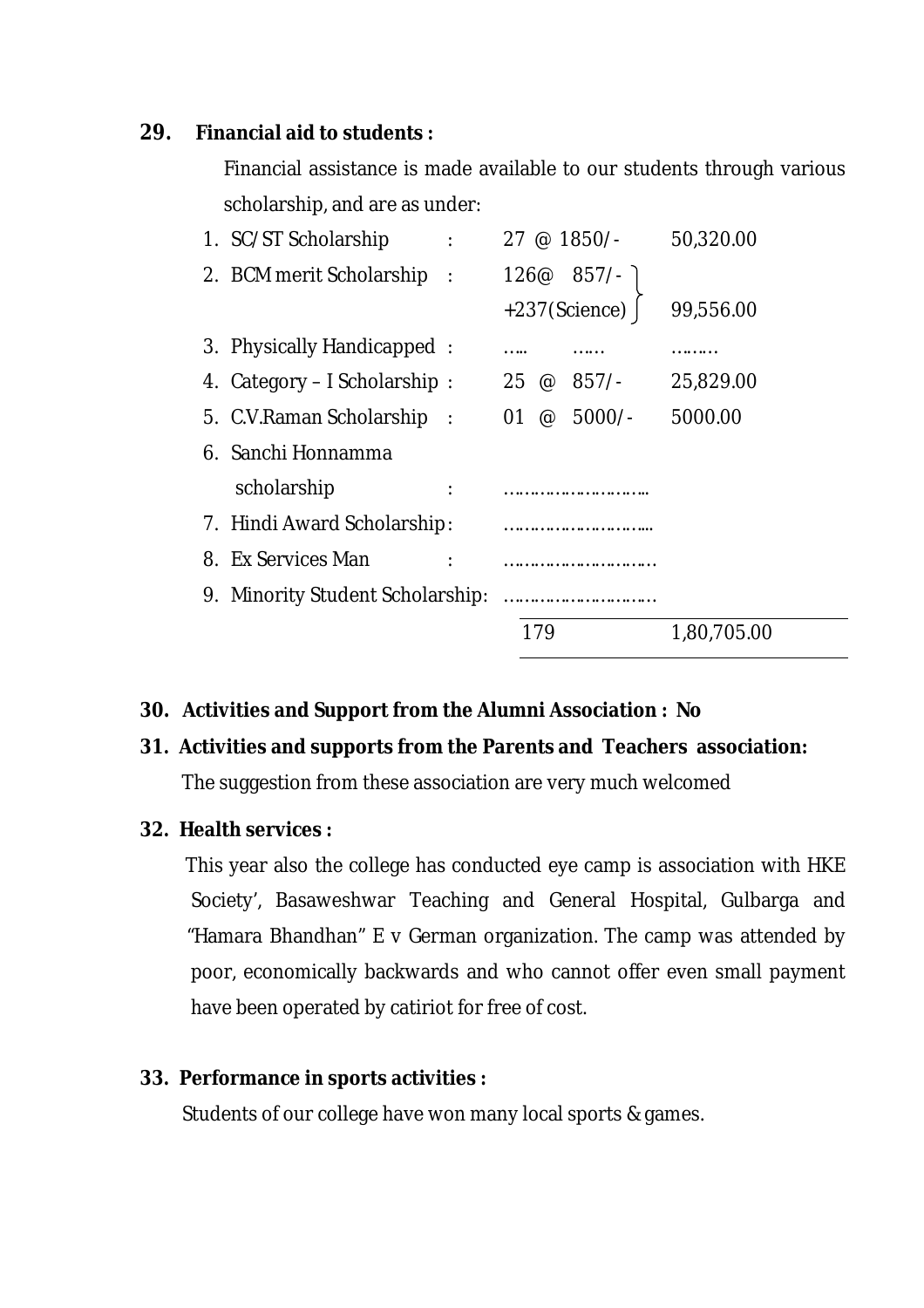**29. Financial aid to students :**

Financial assistance is made available to our students through various scholarship, and are as under:

| No. | Scholarship | | Number @ Amount | Total |
|---|---|---|---|---|
| 1. | SC/ST Scholarship | : | 27 @ 1850/- | 50,320.00 |
| 2. | BCM merit Scholarship | : | 126@ 857/- +237(Science) | 99,556.00 |
| 3. | Physically Handicapped | : | ….. …… | ……… |
| 4. | Category – I Scholarship | : | 25 @ 857/- | 25,829.00 |
| 5. | C.V.Raman Scholarship | : | 01 @ 5000/- | 5000.00 |
| 6. | Sanchi Honnamma scholarship | : | ……………………… | |
| 7. | Hindi Award Scholarship | : | ……………………… | |
| 8. | Ex Services Man | : | ……………………… | |
| 9. | Minority Student Scholarship | : | ……………………… | |
| | | | 179 | 1,80,705.00 |

**30. Activities and Support from the Alumni Association : No**

**31. Activities and supports from the Parents and Teachers association:**

The suggestion from these association are very much welcomed

**32. Health services :**

This year also the college has conducted eye camp is association with HKE Society', Basaweshwar Teaching and General Hospital, Gulbarga and "Hamara Bhandhan" E v German organization. The camp was attended by poor, economically backwards and who cannot offer even small payment have been operated by catiriot for free of cost.

**33. Performance in sports activities :**

Students of our college have won many local sports & games.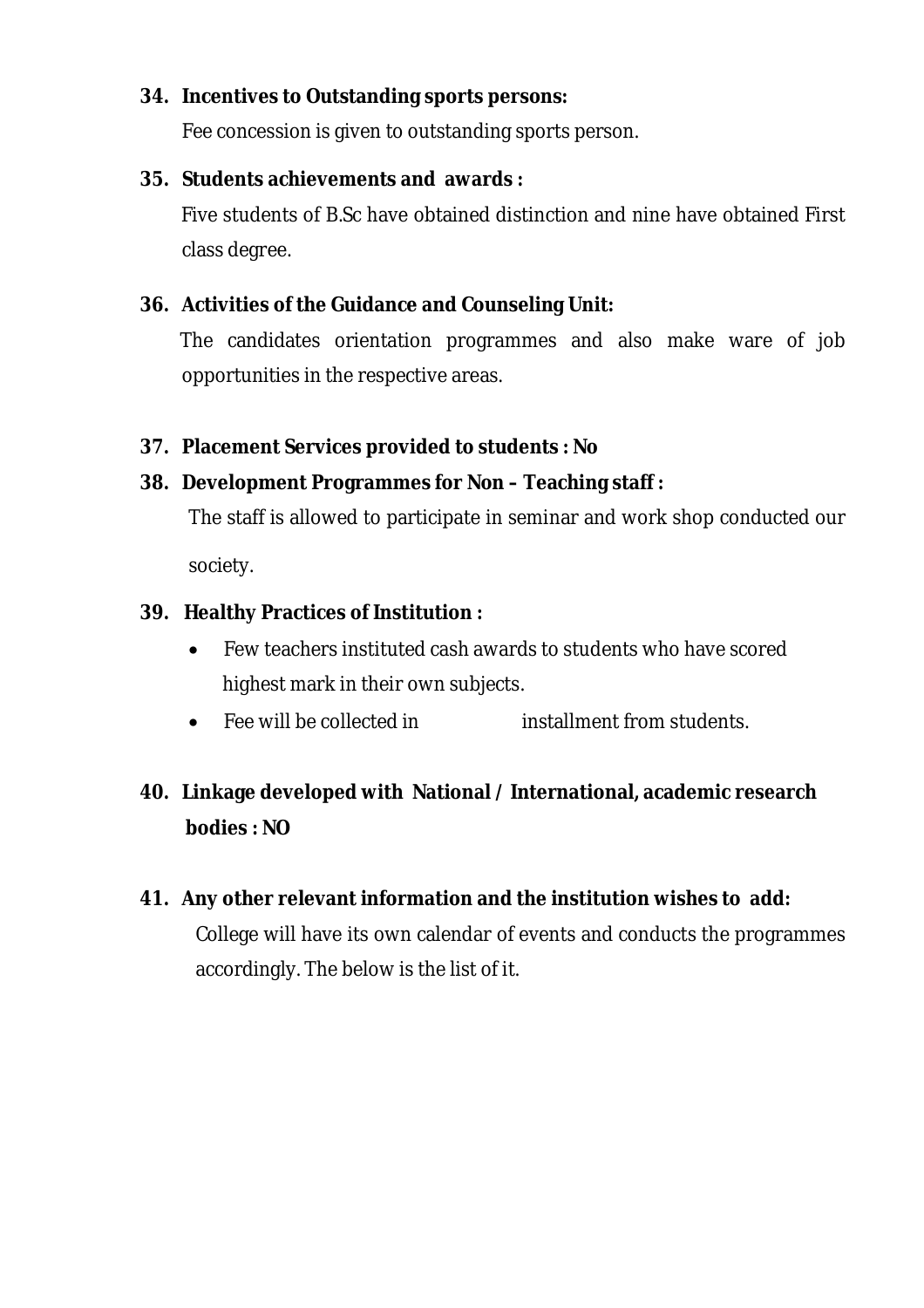**34. Incentives to Outstanding sports persons:**

Fee concession is given to outstanding sports person.

**35. Students achievements and awards :**

Five students of B.Sc have obtained distinction and nine have obtained First class degree.

**36. Activities of the Guidance and Counseling Unit:**

The candidates orientation programmes and also make ware of job opportunities in the respective areas.

**37. Placement Services provided to students : No**

**38. Development Programmes for Non – Teaching staff :**

The staff is allowed to participate in seminar and work shop conducted our society.

**39. Healthy Practices of Institution :**

- Few teachers instituted cash awards to students who have scored highest mark in their own subjects.
- Fee will be collected in installment from students.

**40. Linkage developed with National / International, academic research bodies : NO**

**41. Any other relevant information and the institution wishes to add:**

College will have its own calendar of events and conducts the programmes accordingly. The below is the list of it.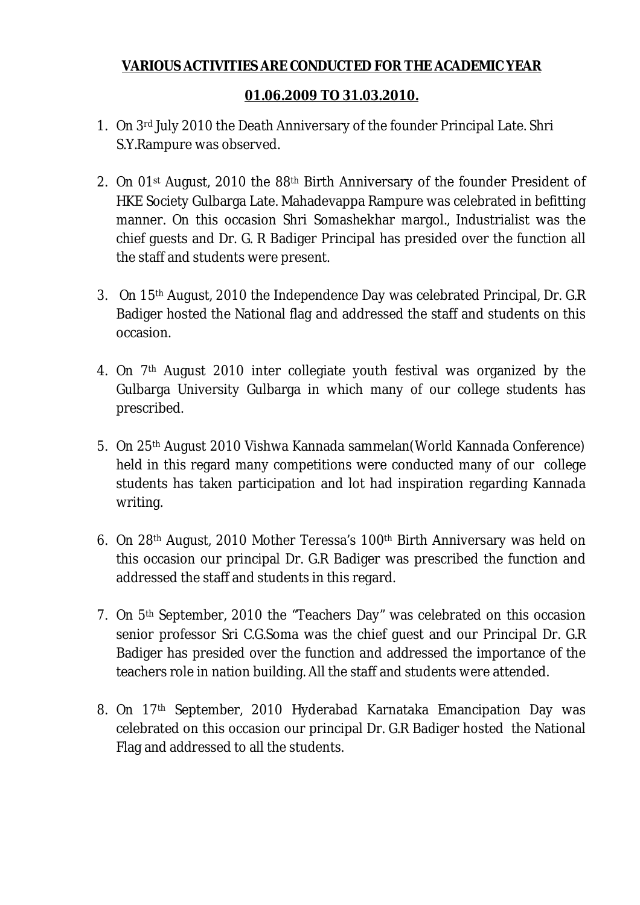**VARIOUS ACTIVITIES ARE CONDUCTED FOR THE ACADEMIC YEAR**

**01.06.2009 TO 31.03.2010.**

1. On 3rd July 2010 the Death Anniversary of the founder Principal Late. Shri S.Y.Rampure was observed.

2. On 01st August, 2010 the 88th Birth Anniversary of the founder President of HKE Society Gulbarga Late. Mahadevappa Rampure was celebrated in befitting manner. On this occasion Shri Somashekhar margol., Industrialist was the chief guests and Dr. G. R Badiger Principal has presided over the function all the staff and students were present.

3. On 15th August, 2010 the Independence Day was celebrated Principal, Dr. G.R Badiger hosted the National flag and addressed the staff and students on this occasion.

4. On 7th August 2010 inter collegiate youth festival was organized by the Gulbarga University Gulbarga in which many of our college students has prescribed.

5. On 25th August 2010 Vishwa Kannada sammelan(World Kannada Conference) held in this regard many competitions were conducted many of our college students has taken participation and lot had inspiration regarding Kannada writing.

6. On 28th August, 2010 Mother Teressa's 100th Birth Anniversary was held on this occasion our principal Dr. G.R Badiger was prescribed the function and addressed the staff and students in this regard.

7. On 5th September, 2010 the "Teachers Day" was celebrated on this occasion senior professor Sri C.G.Soma was the chief guest and our Principal Dr. G.R Badiger has presided over the function and addressed the importance of the teachers role in nation building. All the staff and students were attended.

8. On 17th September, 2010 Hyderabad Karnataka Emancipation Day was celebrated on this occasion our principal Dr. G.R Badiger hosted the National Flag and addressed to all the students.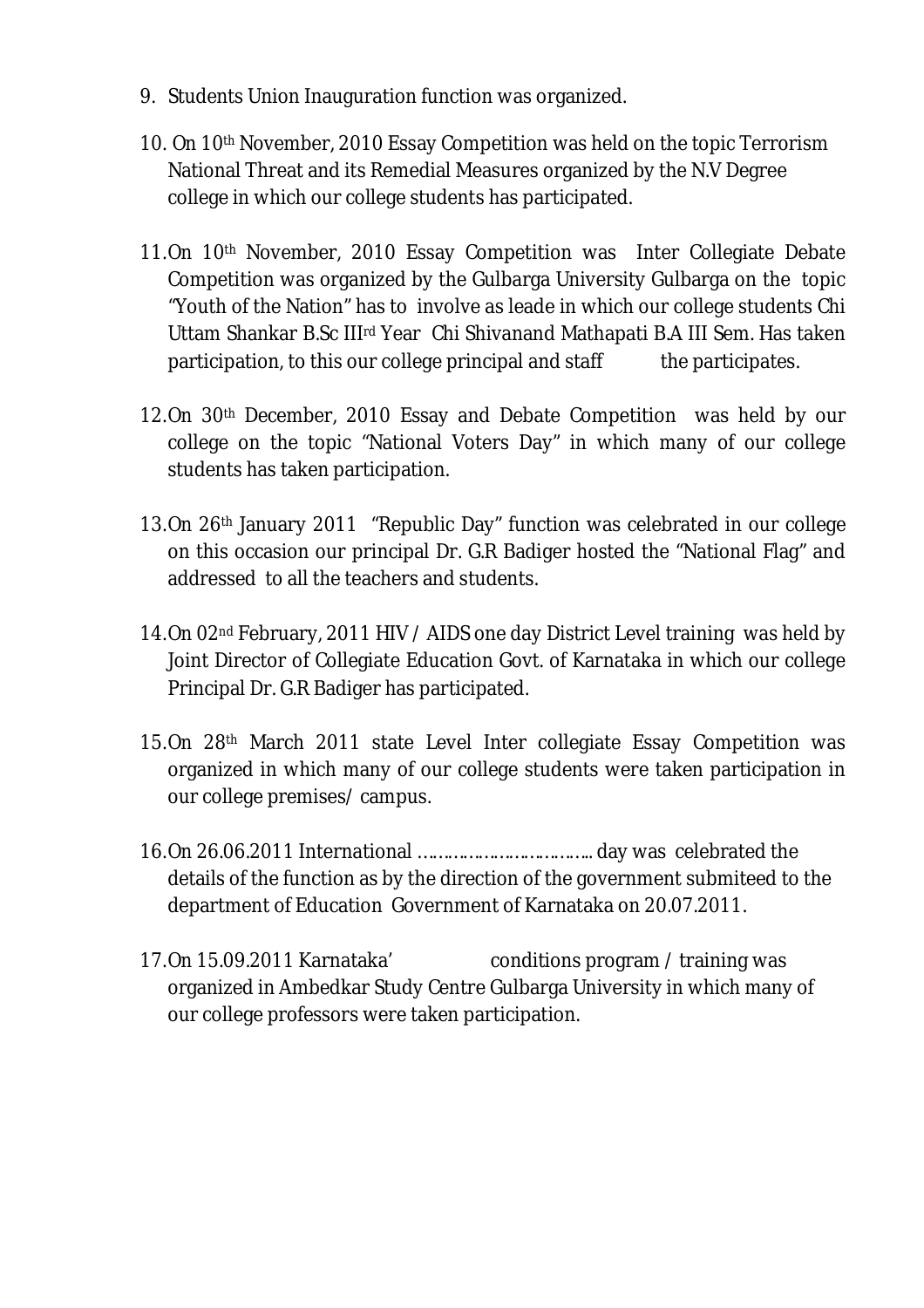9. Students Union Inauguration function was organized.

10. On 10th November, 2010 Essay Competition was held on the topic Terrorism National Threat and its Remedial Measures organized by the N.V Degree college in which our college students has participated.

11. On 10th November, 2010 Essay Competition was Inter Collegiate Debate Competition was organized by the Gulbarga University Gulbarga on the topic "Youth of the Nation" has to involve as leade in which our college students Chi Uttam Shankar B.Sc IIIrd Year Chi Shivanand Mathapati B.A III Sem. Has taken participation, to this our college principal and staff the participates.

12. On 30th December, 2010 Essay and Debate Competition was held by our college on the topic "National Voters Day" in which many of our college students has taken participation.

13. On 26th January 2011 "Republic Day" function was celebrated in our college on this occasion our principal Dr. G.R Badiger hosted the "National Flag" and addressed to all the teachers and students.

14. On 02nd February, 2011 HIV / AIDS one day District Level training was held by Joint Director of Collegiate Education Govt. of Karnataka in which our college Principal Dr. G.R Badiger has participated.

15. On 28th March 2011 state Level Inter collegiate Essay Competition was organized in which many of our college students were taken participation in our college premises/ campus.

16. On 26.06.2011 International …………………………….. day was celebrated the details of the function as by the direction of the government submiteed to the department of Education Government of Karnataka on 20.07.2011.

17. On 15.09.2011 Karnataka' conditions program / training was organized in Ambedkar Study Centre Gulbarga University in which many of our college professors were taken participation.